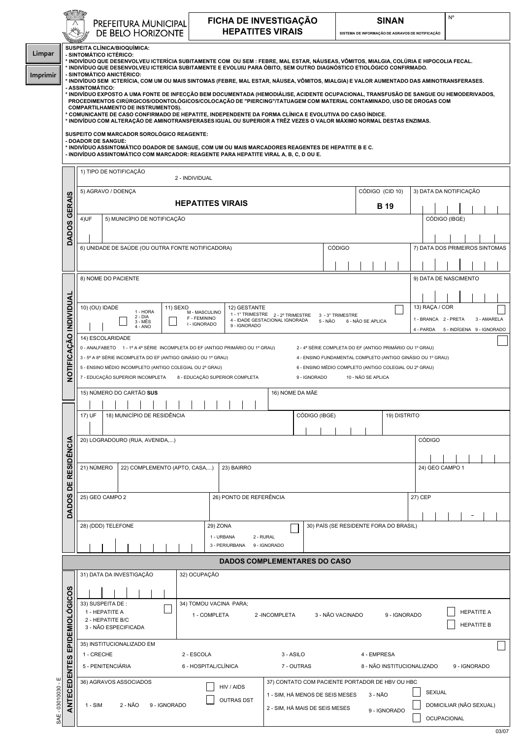**PREFEITURA MUNICIPAL DE BELO HORIZONTE**

# FICHA DE INVESTIGAÇÃO HEPATITES VIRAIS

**SINAN** — SISTEMA DE INFORMAÇÃO DE AGRAVOS DE NOTIFICAÇÃO

Nº

Limpar

Imprimir

**SUSPEITA CLÍNICA/BIOQUÍMICA:**

**- SINTOMÁTICO ICTÉRICO:**

**\* INDIVÍDUO QUE DESENVOLVEU ICTERÍCIA SUBITAMENTE COM OU SEM : FEBRE, MAL ESTAR, NÁUSEAS, VÔMITOS, MIALGIA, COLÚRIA E HIPOCOLIA FECAL.**

**\* INDIVÍDUO QUE DESENVOLVEU ICTERÍCIA SUBITAMENTE E EVOLUIU PARA ÓBITO, SEM OUTRO DIAGNÓSTICO ETIOLÓGICO CONFIRMADO.**

**- SINTOMÁTICO ANICTÉRICO:**

**\* INDIVÍDUO SEM ICTERÍCIA, COM UM OU MAIS SINTOMAS (FEBRE, MAL ESTAR, NÁUSEA, VÔMITOS, MIALGIA) E VALOR AUMENTADO DAS AMINOTRANSFERASES.**

**- ASSINTOMÁTICO:**

**\* INDIVÍDUO EXPOSTO A UMA FONTE DE INFECÇÃO BEM DOCUMENTADA (HEMODIÁLISE, ACIDENTE OCUPACIONAL, TRANSFUSÃO DE SANGUE OU HEMODERIVADOS, PROCEDIMENTOS CIRÚRGICOS/ODONTOLÓGICOS/COLOCAÇÃO DE "PIERCING"/TATUAGEM COM MATERIAL CONTAMINADO, USO DE DROGAS COM COMPARTILHAMENTO DE INSTRUMENTOS).**

**\* COMUNICANTE DE CASO CONFIRMADO DE HEPATITE, INDEPENDENTE DA FORMA CLÍNICA E EVOLUTIVA DO CASO ÍNDICE.**

**\* INDIVÍDUO COM ALTERAÇÃO DE AMINOTRANSFERASES IGUAL OU SUPERIOR A TRÊZ VEZES O VALOR MÁXIMO NORMAL DESTAS ENZIMAS.**

**SUSPEITO COM MARCADOR SOROLÓGICO REAGENTE:**

**- DOADOR DE SANGUE:**

**\* INDIVÍDUO ASSINTOMÁTICO DOADOR DE SANGUE, COM UM OU MAIS MARCADORES REAGENTES DE HEPATITE B E C.**

**- INDIVÍDUO ASSINTOMÁTICO COM MARCADOR: REAGENTE PARA HEPATITE VIRAL A, B, C, D OU E.**

## DADOS GERAIS

1) TIPO DE NOTIFICAÇÃO: 2 - INDIVIDUAL

5) AGRAVO / DOENÇA: **HEPATITES VIRAIS** — CÓDIGO (CID 10): **B 19** — 3) DATA DA NOTIFICAÇÃO

4) UF — 5) MUNICÍPIO DE NOTIFICAÇÃO — CÓDIGO (IBGE)

6) UNIDADE DE SAÚDE (OU OUTRA FONTE NOTIFICADORA) — CÓDIGO — 7) DATA DOS PRIMEIROS SINTOMAS

## NOTIFICAÇÃO INDIVIDUAL

8) NOME DO PACIENTE — 9) DATA DE NASCIMENTO

10) (OU) IDADE: 1 - HORA, 2 - DIA, 3 - MÊS, 4 - ANO

11) SEXO: M - MASCULINO, F - FEMININO, I - IGNORADO

12) GESTANTE: 1 - 1º TRIMESTRE, 2 - 2º TRIMESTRE, 3 - 3º TRIMESTRE, 4 - IDADE GESTACIONAL IGNORADA, 5 - NÃO, 6 - NÃO SE APLICA, 9 - IGNORADO

13) RAÇA / COR: 1 - BRANCA, 2 - PRETA, 3 - AMARELA, 4 - PARDA, 5 - INDÍGENA, 9 - IGNORADO

14) ESCOLARIDADE:
0 - ANALFABETO
1 - 1ª A 4ª SÉRIE INCOMPLETA DO EF (ANTIGO PRIMÁRIO OU 1º GRAU)
2 - 4ª SÉRIE COMPLETA DO EF (ANTIGO PRIMÁRIO OU 1º GRAU)
3 - 5ª A 8ª SÉRIE INCOMPLETA DO EF (ANTIGO GINÁSIO OU 1º GRAU)
4 - ENSINO FUNDAMENTAL COMPLETO (ANTIGO GINÁSIO OU 1º GRAU)
5 - ENSINO MÉDIO INCOMPLETO (ANTIGO COLEGIAL OU 2º GRAU)
6 - ENSINO MÉDIO COMPLETO (ANTIGO COLEGIAL OU 2º GRAU)
7 - EDUCAÇÃO SUPERIOR INCOMPLETA
8 - EDUCAÇÃO SUPERIOR COMPLETA
9 - IGNORADO
10 - NÃO SE APLICA

15) NÚMERO DO CARTÃO **SUS** — 16) NOME DA MÃE

## DADOS DE RESIDÊNCIA

17) UF — 18) MUNICÍPIO DE RESIDÊNCIA — CÓDIGO (IBGE) — 19) DISTRITO

20) LOGRADOURO (RUA, AVENIDA,...) — CÓDIGO

21) NÚMERO — 22) COMPLEMENTO (APTO, CASA,...) — 23) BAIRRO — 24) GEO CAMPO 1

25) GEO CAMPO 2 — 26) PONTO DE REFERÊNCIA — 27) CEP

28) (DDD) TELEFONE

29) ZONA: 1 - URBANA, 2 - RURAL, 3 - PERIURBANA, 9 - IGNORADO

30) PAÍS (SE RESIDENTE FORA DO BRASIL)

## DADOS COMPLEMENTARES DO CASO

### ANTECEDENTES EPIDEMIOLÓGICOS

31) DATA DA INVESTIGAÇÃO — 32) OCUPAÇÃO

33) SUSPEITA DE : 1 - HEPATITE A, 2 - HEPATITE B/C, 3 - NÃO ESPECIFICADA

34) TOMOU VACINA PARA; 1 - COMPLETA, 2 -INCOMPLETA, 3 - NÃO VACINADO, 9 - IGNORADO — HEPATITE A, HEPATITE B

35) INSTITUCIONALIZADO EM: 1 - CRECHE, 2 - ESCOLA, 3 - ASILO, 4 - EMPRESA, 5 - PENITENCIÁRIA, 6 - HOSPITAL/CLÍNICA, 7 - OUTRAS, 8 - NÃO INSTITUCIONALIZADO, 9 - IGNORADO

36) AGRAVOS ASSOCIADOS: 1 - SIM, 2 - NÃO, 9 - IGNORADO — HIV / AIDS, OUTRAS DST

37) CONTATO COM PACIENTE PORTADOR DE HBV OU HBC: 1 - SIM, HÁ MENOS DE SEIS MESES, 2 - SIM, HÁ MAIS DE SEIS MESES, 3 - NÃO, 9 - IGNORADO — SEXUAL, DOMICILIAR (NÃO SEXUAL), OCUPACIONAL

SAE - 03010030 - E

03/07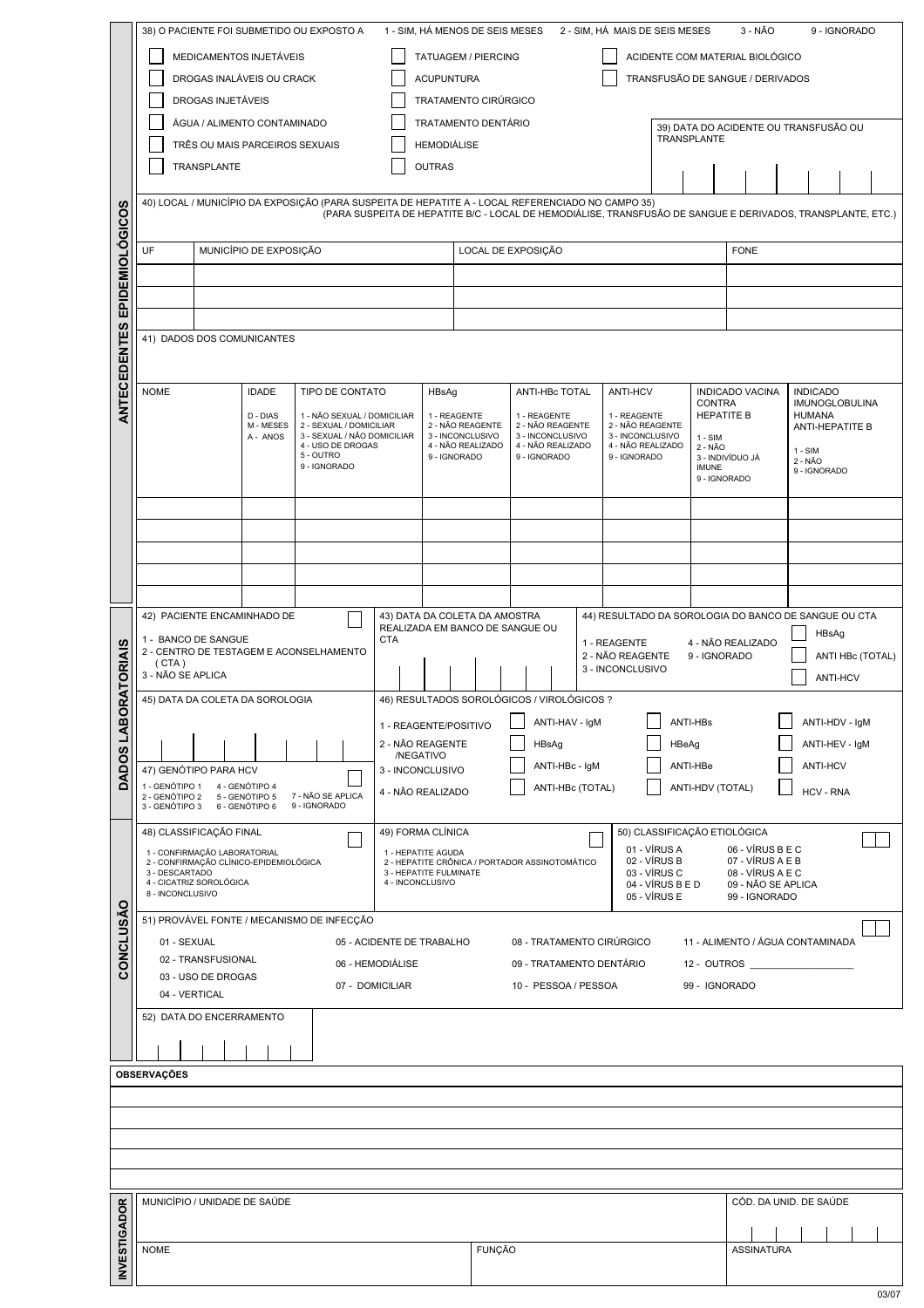## ANTECEDENTES EPIDEMIOLÓGICOS

**38) O PACIENTE FOI SUBMETIDO OU EXPOSTO A** 1 - SIM, HÁ MENOS DE SEIS MESES 2 - SIM, HÁ MAIS DE SEIS MESES 3 - NÃO 9 - IGNORADO

- ☐ MEDICAMENTOS INJETÁVEIS
- ☐ DROGAS INALÁVEIS OU CRACK
- ☐ DROGAS INJETÁVEIS
- ☐ ÁGUA / ALIMENTO CONTAMINADO
- ☐ TRÊS OU MAIS PARCEIROS SEXUAIS
- ☐ TRANSPLANTE
- ☐ TATUAGEM / PIERCING
- ☐ ACUPUNTURA
- ☐ TRATAMENTO CIRÚRGICO
- ☐ TRATAMENTO DENTÁRIO
- ☐ HEMODIÁLISE
- ☐ OUTRAS
- ☐ ACIDENTE COM MATERIAL BIOLÓGICO
- ☐ TRANSFUSÃO DE SANGUE / DERIVADOS

**39) DATA DO ACIDENTE OU TRANSFUSÃO OU TRANSPLANTE**

**40) LOCAL / MUNICÍPIO DA EXPOSIÇÃO** (PARA SUSPEITA DE HEPATITE A - LOCAL REFERENCIADO NO CAMPO 35) (PARA SUSPEITA DE HEPATITE B/C - LOCAL DE HEMODIÁLISE, TRANSFUSÃO DE SANGUE E DERIVADOS, TRANSPLANTE, ETC.)

| UF | MUNICÍPIO DE EXPOSIÇÃO | LOCAL DE EXPOSIÇÃO | FONE |
|---|---|---|---|
| | | | |
| | | | |
| | | | |

**41) DADOS DOS COMUNICANTES**

| NOME | IDADE<br>D - DIAS<br>M - MESES<br>A - ANOS | TIPO DE CONTATO<br>1 - NÃO SEXUAL / DOMICILIAR<br>2 - SEXUAL / DOMICILIAR<br>3 - SEXUAL / NÃO DOMICILIAR<br>4 - USO DE DROGAS<br>5 - OUTRO<br>9 - IGNORADO | HBsAg<br>1 - REAGENTE<br>2 - NÃO REAGENTE<br>3 - INCONCLUSIVO<br>4 - NÃO REALIZADO<br>9 - IGNORADO | ANTI-HBc TOTAL<br>1 - REAGENTE<br>2 - NÃO REAGENTE<br>3 - INCONCLUSIVO<br>4 - NÃO REALIZADO<br>9 - IGNORADO | ANTI-HCV<br>1 - REAGENTE<br>2 - NÃO REAGENTE<br>3 - INCONCLUSIVO<br>4 - NÃO REALIZADO<br>9 - IGNORADO | INDICADO VACINA CONTRA HEPATITE B<br>1 - SIM<br>2 - NÃO<br>3 - INDIVÍDUO JÁ IMUNE<br>9 - IGNORADO | INDICADO IMUNOGLOBULINA HUMANA ANTI-HEPATITE B<br>1 - SIM<br>2 - NÃO<br>9 - IGNORADO |
|---|---|---|---|---|---|---|---|
| | | | | | | | |
| | | | | | | | |
| | | | | | | | |
| | | | | | | | |
| | | | | | | | |

## DADOS LABORATORIAIS

**42) PACIENTE ENCAMINHADO DE** ☐
1 - BANCO DE SANGUE
2 - CENTRO DE TESTAGEM E ACONSELHAMENTO (CTA)
3 - NÃO SE APLICA

**43) DATA DA COLETA DA AMOSTRA REALIZADA EM BANCO DE SANGUE OU CTA**

**44) RESULTADO DA SOROLOGIA DO BANCO DE SANGUE OU CTA**
1 - REAGENTE 2 - NÃO REAGENTE 3 - INCONCLUSIVO 4 - NÃO REALIZADO 9 - IGNORADO
- ☐ HBsAg
- ☐ ANTI HBc (TOTAL)
- ☐ ANTI-HCV

**45) DATA DA COLETA DA SOROLOGIA**

**46) RESULTADOS SOROLÓGICOS / VIROLÓGICOS ?**
1 - REAGENTE/POSITIVO
2 - NÃO REAGENTE /NEGATIVO
3 - INCONCLUSIVO
4 - NÃO REALIZADO

- ☐ ANTI-HAV - IgM
- ☐ HBsAg
- ☐ ANTI-HBc - IgM
- ☐ ANTI-HBc (TOTAL)
- ☐ ANTI-HBs
- ☐ HBeAg
- ☐ ANTI-HBe
- ☐ ANTI-HDV (TOTAL)
- ☐ ANTI-HDV - IgM
- ☐ ANTI-HEV - IgM
- ☐ ANTI-HCV
- ☐ HCV - RNA

**47) GENÓTIPO PARA HCV** ☐
1 - GENÓTIPO 1 2 - GENÓTIPO 2 3 - GENÓTIPO 3 4 - GENÓTIPO 4 5 - GENÓTIPO 5 6 - GENÓTIPO 6 7 - NÃO SE APLICA 9 - IGNORADO

## CONCLUSÃO

**48) CLASSIFICAÇÃO FINAL** ☐
1 - CONFIRMAÇÃO LABORATORIAL
2 - CONFIRMAÇÃO CLÍNICO-EPIDEMIOLÓGICA
3 - DESCARTADO
4 - CICATRIZ SOROLÓGICA
8 - INCONCLUSIVO

**49) FORMA CLÍNICA** ☐
1 - HEPATITE AGUDA
2 - HEPATITE CRÔNICA / PORTADOR ASSINOTOMÁTICO
3 - HEPATITE FULMINATE
4 - INCONCLUSIVO

**50) CLASSIFICAÇÃO ETIOLÓGICA** ☐☐
01 - VÍRUS A
02 - VÍRUS B
03 - VÍRUS C
04 - VÍRUS B E D
05 - VÍRUS E
06 - VÍRUS B E C
07 - VÍRUS A E B
08 - VÍRUS A E C
09 - NÃO SE APLICA
99 - IGNORADO

**51) PROVÁVEL FONTE / MECANISMO DE INFECÇÃO** ☐☐
01 - SEXUAL
02 - TRANSFUSIONAL
03 - USO DE DROGAS
04 - VERTICAL
05 - ACIDENTE DE TRABALHO
06 - HEMODIÁLISE
07 - DOMICILIAR
08 - TRATAMENTO CIRÚRGICO
09 - TRATAMENTO DENTÁRIO
10 - PESSOA / PESSOA
11 - ALIMENTO / ÁGUA CONTAMINADA
12 - OUTROS ____________________
99 - IGNORADO

**52) DATA DO ENCERRAMENTO**

## OBSERVAÇÕES

## INVESTIGADOR

| MUNICÍPIO / UNIDADE DE SAÚDE | | CÓD. DA UNID. DE SAÚDE |
|---|---|---|
| **NOME** | **FUNÇÃO** | **ASSINATURA** |
| | | |

03/07